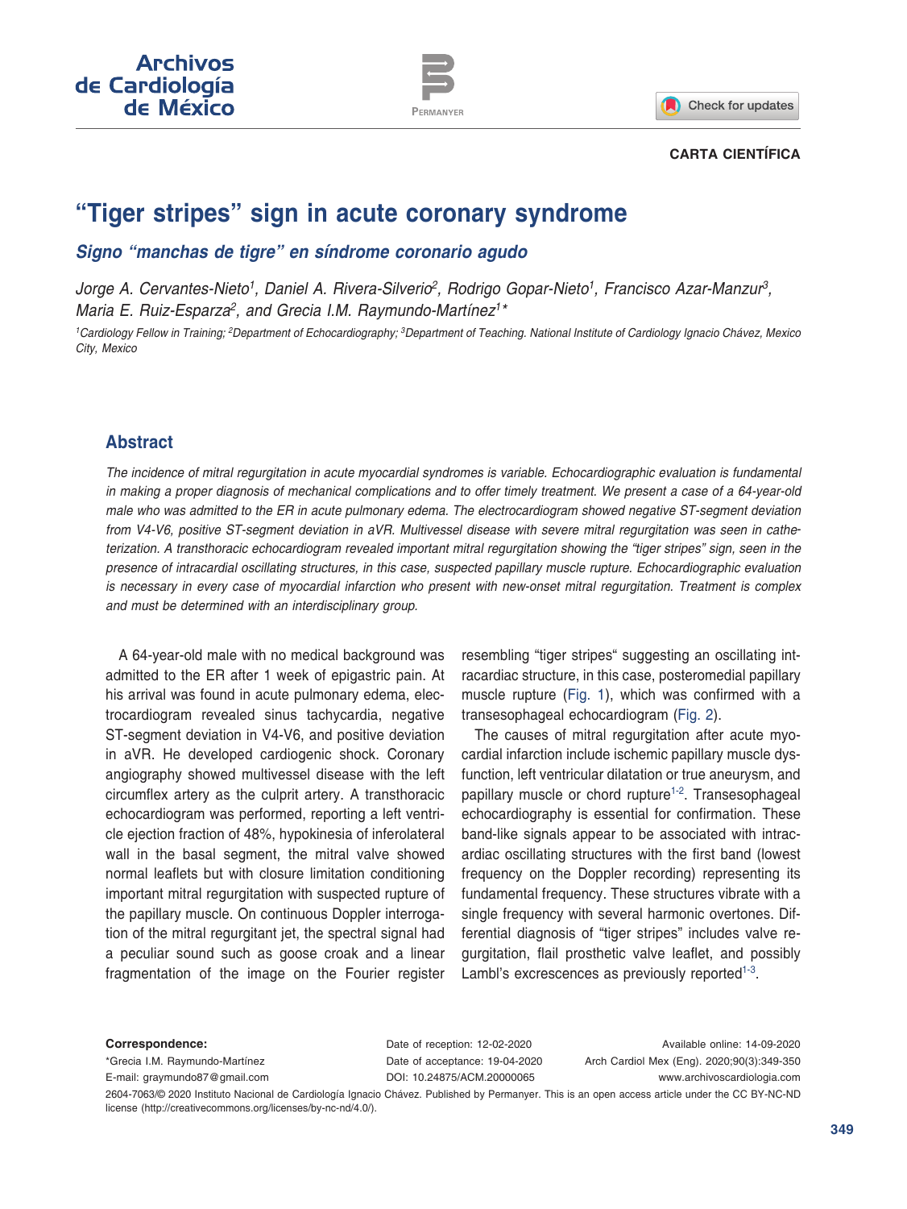CARTA CIENTÍFICA

# "Tiger stripes" sign in acute coronary syndrome

## *Signo "manchas de tigre" en síndrome coronario agudo*

*Jorge A. Cervantes-Nieto[1], Daniel A. Rivera-Silverio[2], Rodrigo Gopar-Nieto[1], Francisco Azar-Manzur[3], Maria E. Ruiz-Esparza[2], and Grecia I.M. Raymundo-Martínez[1]\**

*[1]Cardiology Fellow in Training; [2]Department of Echocardiography; [3]Department of Teaching. National Institute of Cardiology Ignacio Chávez, Mexico City, Mexico*

## Abstract

*The incidence of mitral regurgitation in acute myocardial syndromes is variable. Echocardiographic evaluation is fundamental in making a proper diagnosis of mechanical complications and to offer timely treatment. We present a case of a 64-year-old male who was admitted to the ER in acute pulmonary edema. The electrocardiogram showed negative ST-segment deviation from V4-V6, positive ST-segment deviation in aVR. Multivessel disease with severe mitral regurgitation was seen in catheterization. A transthoracic echocardiogram revealed important mitral regurgitation showing the "tiger stripes" sign, seen in the presence of intracardial oscillating structures, in this case, suspected papillary muscle rupture. Echocardiographic evaluation is necessary in every case of myocardial infarction who present with new-onset mitral regurgitation. Treatment is complex and must be determined with an interdisciplinary group.*

A 64-year-old male with no medical background was admitted to the ER after 1 week of epigastric pain. At his arrival was found in acute pulmonary edema, electrocardiogram revealed sinus tachycardia, negative ST-segment deviation in V4-V6, and positive deviation in aVR. He developed cardiogenic shock. Coronary angiography showed multivessel disease with the left circumflex artery as the culprit artery. A transthoracic echocardiogram was performed, reporting a left ventricle ejection fraction of 48%, hypokinesia of inferolateral wall in the basal segment, the mitral valve showed normal leaflets but with closure limitation conditioning important mitral regurgitation with suspected rupture of the papillary muscle. On continuous Doppler interrogation of the mitral regurgitant jet, the spectral signal had a peculiar sound such as goose croak and a linear fragmentation of the image on the Fourier register resembling "tiger stripes" suggesting an oscillating intracardiac structure, in this case, posteromedial papillary muscle rupture (Fig. 1), which was confirmed with a transesophageal echocardiogram (Fig. 2).

The causes of mitral regurgitation after acute myocardial infarction include ischemic papillary muscle dysfunction, left ventricular dilatation or true aneurysm, and papillary muscle or chord rupture[1-2]. Transesophageal echocardiography is essential for confirmation. These band-like signals appear to be associated with intracardiac oscillating structures with the first band (lowest frequency on the Doppler recording) representing its fundamental frequency. These structures vibrate with a single frequency with several harmonic overtones. Differential diagnosis of "tiger stripes" includes valve regurgitation, flail prosthetic valve leaflet, and possibly Lambl's excrescences as previously reported[1-3].

**Correspondence:**
\*Grecia I.M. Raymundo-Martínez
E-mail: graymundo87@gmail.com

Date of reception: 12-02-2020
Date of acceptance: 19-04-2020
DOI: 10.24875/ACM.20000065

Available online: 14-09-2020
Arch Cardiol Mex (Eng). 2020;90(3):349-350
www.archivoscardiologia.com

2604-7063/© 2020 Instituto Nacional de Cardiología Ignacio Chávez. Published by Permanyer. This is an open access article under the CC BY-NC-ND license (http://creativecommons.org/licenses/by-nc-nd/4.0/).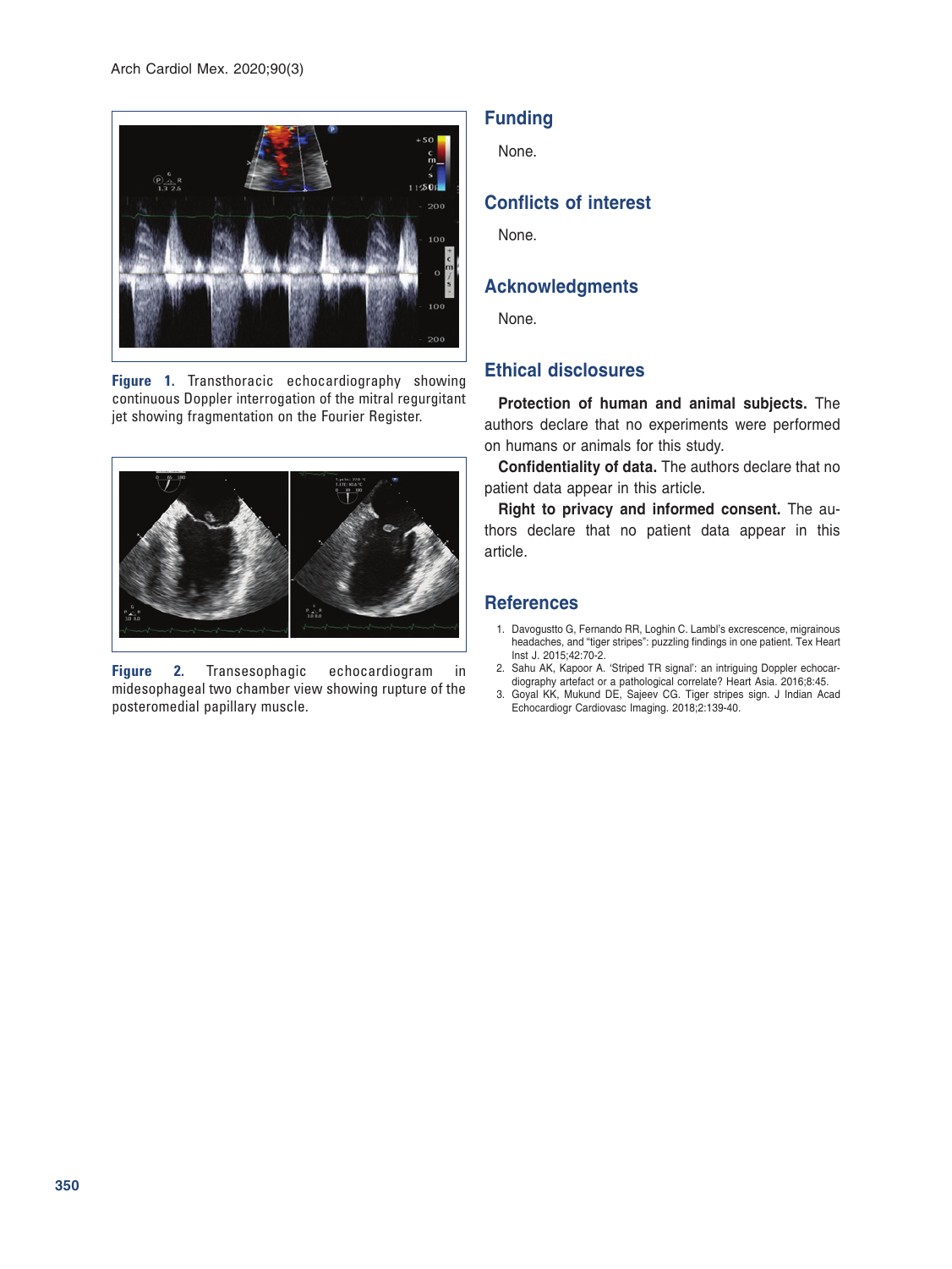Figure 1. Transthoracic echocardiography showing continuous Doppler interrogation of the mitral regurgitant jet showing fragmentation on the Fourier Register.

Figure 2. Transesophagic echocardiogram in midesophageal two chamber view showing rupture of the posteromedial papillary muscle.

## Funding

None.

## Conflicts of interest

None.

## Acknowledgments

None.

## Ethical disclosures

**Protection of human and animal subjects.** The authors declare that no experiments were performed on humans or animals for this study.

**Confidentiality of data.** The authors declare that no patient data appear in this article.

**Right to privacy and informed consent.** The authors declare that no patient data appear in this article.

## References

1. Davogustto G, Fernando RR, Loghin C. Lambl's excrescence, migrainous headaches, and "tiger stripes": puzzling findings in one patient. Tex Heart Inst J. 2015;42:70-2.
2. Sahu AK, Kapoor A. 'Striped TR signal': an intriguing Doppler echocardiography artefact or a pathological correlate? Heart Asia. 2016;8:45.
3. Goyal KK, Mukund DE, Sajeev CG. Tiger stripes sign. J Indian Acad Echocardiogr Cardiovasc Imaging. 2018;2:139-40.